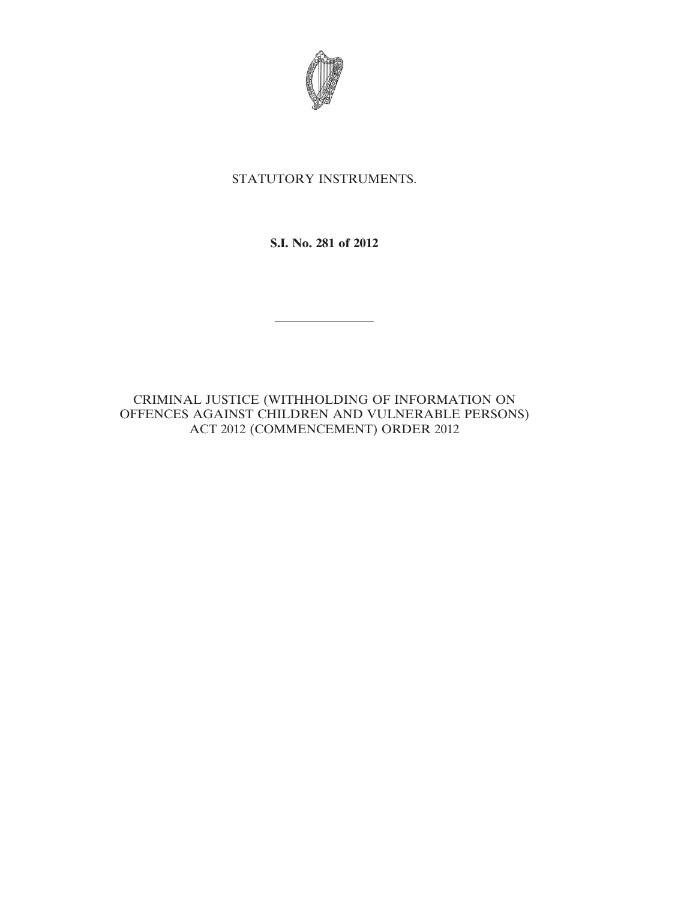STATUTORY INSTRUMENTS.

**S.I. No. 281 of 2012**

---

CRIMINAL JUSTICE (WITHHOLDING OF INFORMATION ON OFFENCES AGAINST CHILDREN AND VULNERABLE PERSONS) ACT 2012 (COMMENCEMENT) ORDER 2012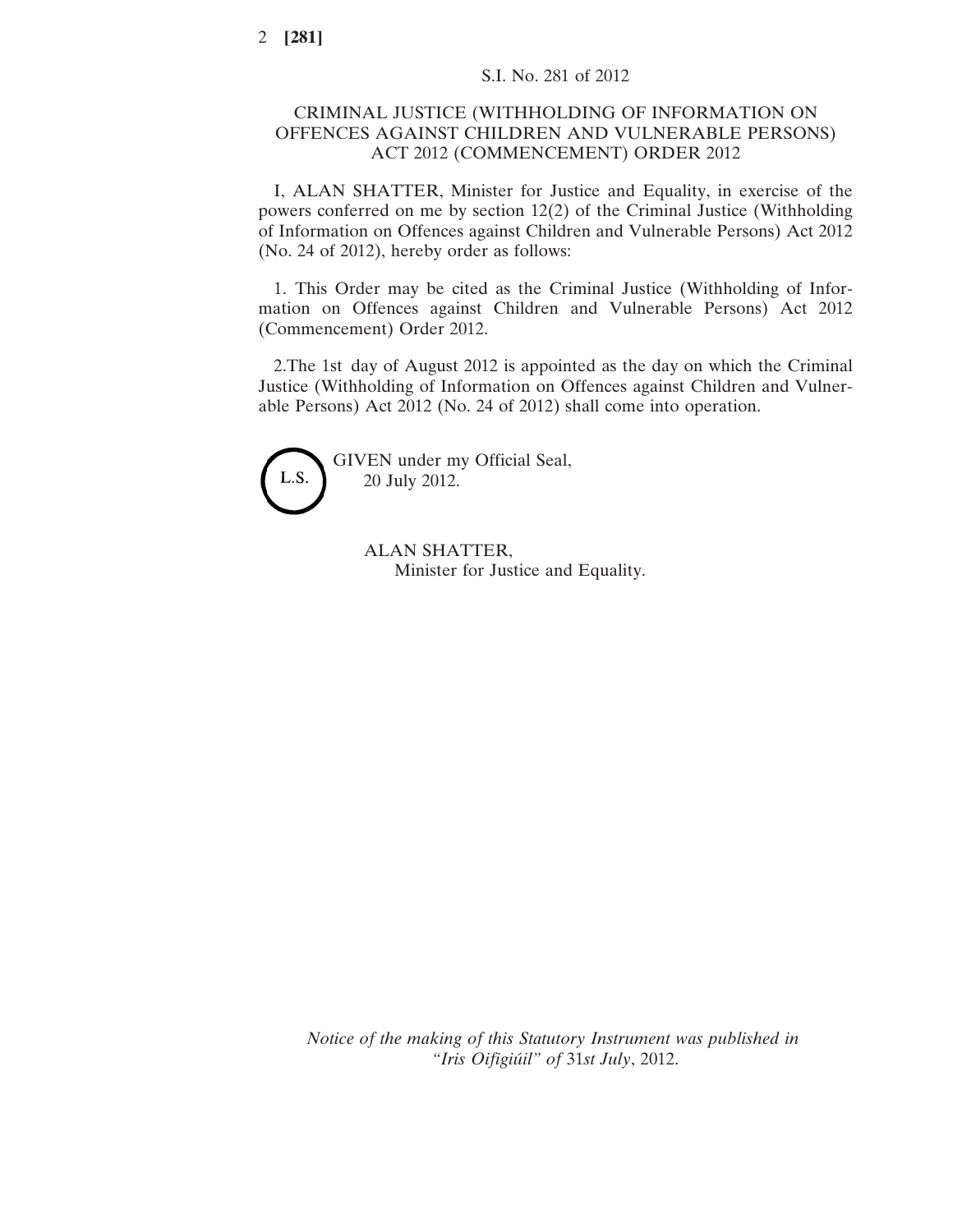S.I. No. 281 of 2012

# CRIMINAL JUSTICE (WITHHOLDING OF INFORMATION ON OFFENCES AGAINST CHILDREN AND VULNERABLE PERSONS) ACT 2012 (COMMENCEMENT) ORDER 2012

I, ALAN SHATTER, Minister for Justice and Equality, in exercise of the powers conferred on me by section 12(2) of the Criminal Justice (Withholding of Information on Offences against Children and Vulnerable Persons) Act 2012 (No. 24 of 2012), hereby order as follows:

1. This Order may be cited as the Criminal Justice (Withholding of Information on Offences against Children and Vulnerable Persons) Act 2012 (Commencement) Order 2012.

2.The 1st day of August 2012 is appointed as the day on which the Criminal Justice (Withholding of Information on Offences against Children and Vulnerable Persons) Act 2012 (No. 24 of 2012) shall come into operation.

L.S.

GIVEN under my Official Seal,
20 July 2012.

ALAN SHATTER,
Minister for Justice and Equality.

*Notice of the making of this Statutory Instrument was published in "Iris Oifigiúil" of* 31*st July*, 2012.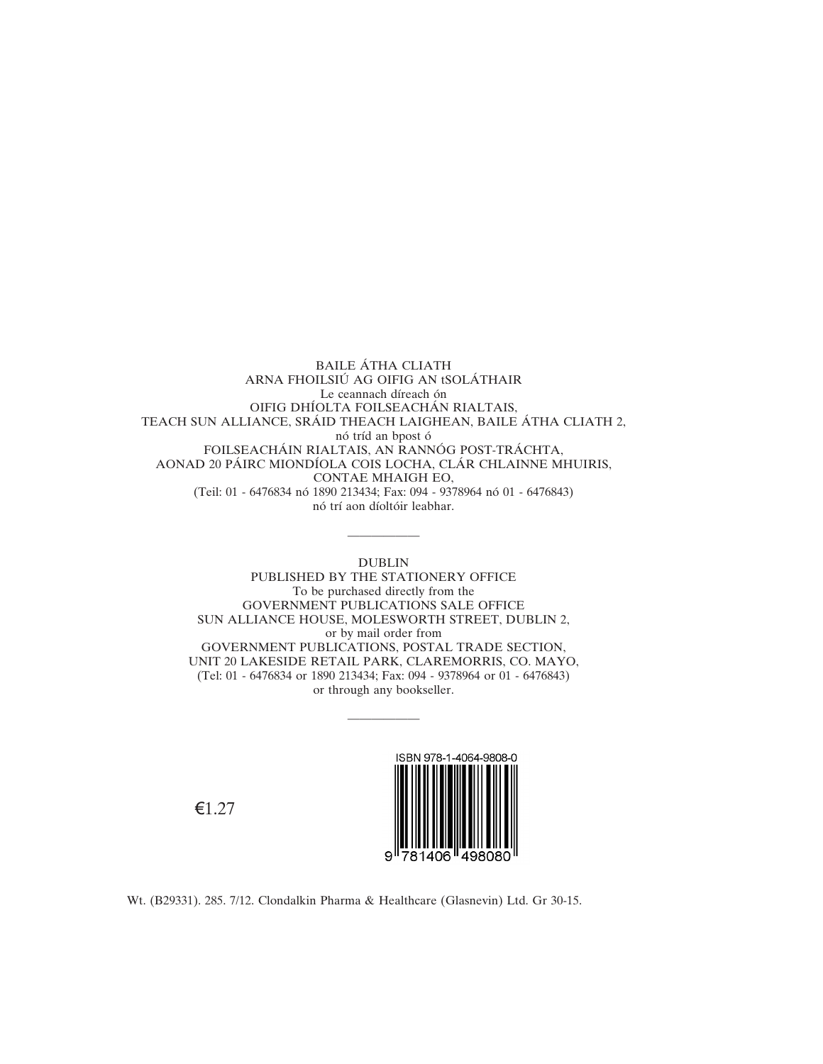BAILE ÁTHA CLIATH
ARNA FHOILSIÚ AG OIFIG AN tSOLÁTHAIR
Le ceannach díreach ón
OIFIG DHÍOLTA FOILSEACHÁN RIALTAIS,
TEACH SUN ALLIANCE, SRÁID THEACH LAIGHEAN, BAILE ÁTHA CLIATH 2,
nó tríd an bpost ó
FOILSEACHÁIN RIALTAIS, AN RANNÓG POST-TRÁCHTA,
AONAD 20 PÁIRC MIONDÍOLA COIS LOCHA, CLÁR CHLAINNE MHUIRIS,
CONTAE MHAIGH EO,
(Teil: 01 - 6476834 nó 1890 213434; Fax: 094 - 9378964 nó 01 - 6476843)
nó trí aon díoltóir leabhar.

---

DUBLIN
PUBLISHED BY THE STATIONERY OFFICE
To be purchased directly from the
GOVERNMENT PUBLICATIONS SALE OFFICE
SUN ALLIANCE HOUSE, MOLESWORTH STREET, DUBLIN 2,
or by mail order from
GOVERNMENT PUBLICATIONS, POSTAL TRADE SECTION,
UNIT 20 LAKESIDE RETAIL PARK, CLAREMORRIS, CO. MAYO,
(Tel: 01 - 6476834 or 1890 213434; Fax: 094 - 9378964 or 01 - 6476843)
or through any bookseller.

---

€1.27

ISBN 978-1-4064-9808-0

9 781406 498080

Wt. (B29331). 285. 7/12. Clondalkin Pharma & Healthcare (Glasnevin) Ltd. Gr 30-15.